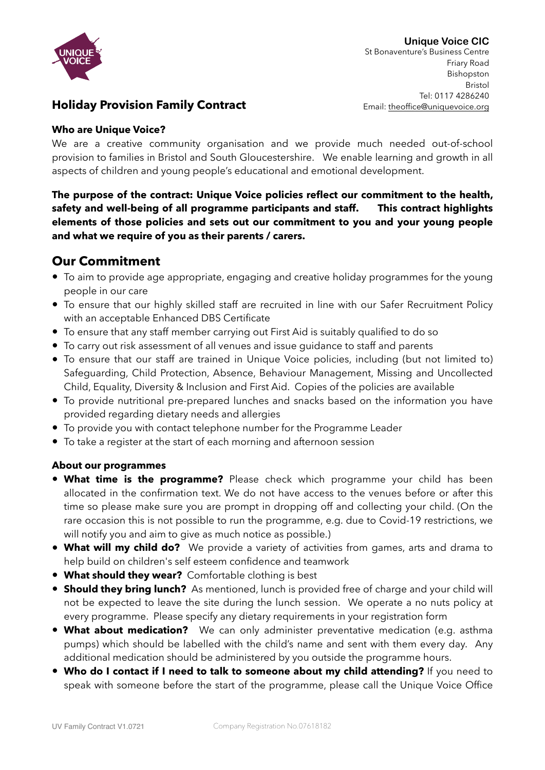**Unique Voice CIC**
St Bonaventure's Business Centre
Friary Road
Bishopston
Bristol
Tel: 0117 4286240
Email: theoffice@uniquevoice.org

# Holiday Provision Family Contract

**Who are Unique Voice?**

We are a creative community organisation and we provide much needed out-of-school provision to families in Bristol and South Gloucestershire. We enable learning and growth in all aspects of children and young people's educational and emotional development.

**The purpose of the contract: Unique Voice policies reflect our commitment to the health, safety and well-being of all programme participants and staff. This contract highlights elements of those policies and sets out our commitment to you and your young people and what we require of you as their parents / carers.**

## Our Commitment

- To aim to provide age appropriate, engaging and creative holiday programmes for the young people in our care
- To ensure that our highly skilled staff are recruited in line with our Safer Recruitment Policy with an acceptable Enhanced DBS Certificate
- To ensure that any staff member carrying out First Aid is suitably qualified to do so
- To carry out risk assessment of all venues and issue guidance to staff and parents
- To ensure that our staff are trained in Unique Voice policies, including (but not limited to) Safeguarding, Child Protection, Absence, Behaviour Management, Missing and Uncollected Child, Equality, Diversity & Inclusion and First Aid. Copies of the policies are available
- To provide nutritional pre-prepared lunches and snacks based on the information you have provided regarding dietary needs and allergies
- To provide you with contact telephone number for the Programme Leader
- To take a register at the start of each morning and afternoon session

**About our programmes**

- **What time is the programme?** Please check which programme your child has been allocated in the confirmation text. We do not have access to the venues before or after this time so please make sure you are prompt in dropping off and collecting your child. (On the rare occasion this is not possible to run the programme, e.g. due to Covid-19 restrictions, we will notify you and aim to give as much notice as possible.)
- **What will my child do?** We provide a variety of activities from games, arts and drama to help build on children's self esteem confidence and teamwork
- **What should they wear?** Comfortable clothing is best
- **Should they bring lunch?** As mentioned, lunch is provided free of charge and your child will not be expected to leave the site during the lunch session. We operate a no nuts policy at every programme. Please specify any dietary requirements in your registration form
- **What about medication?** We can only administer preventative medication (e.g. asthma pumps) which should be labelled with the child's name and sent with them every day. Any additional medication should be administered by you outside the programme hours.
- **Who do I contact if I need to talk to someone about my child attending?** If you need to speak with someone before the start of the programme, please call the Unique Voice Office

UV Family Contract V1.0721 Company Registration No.07618182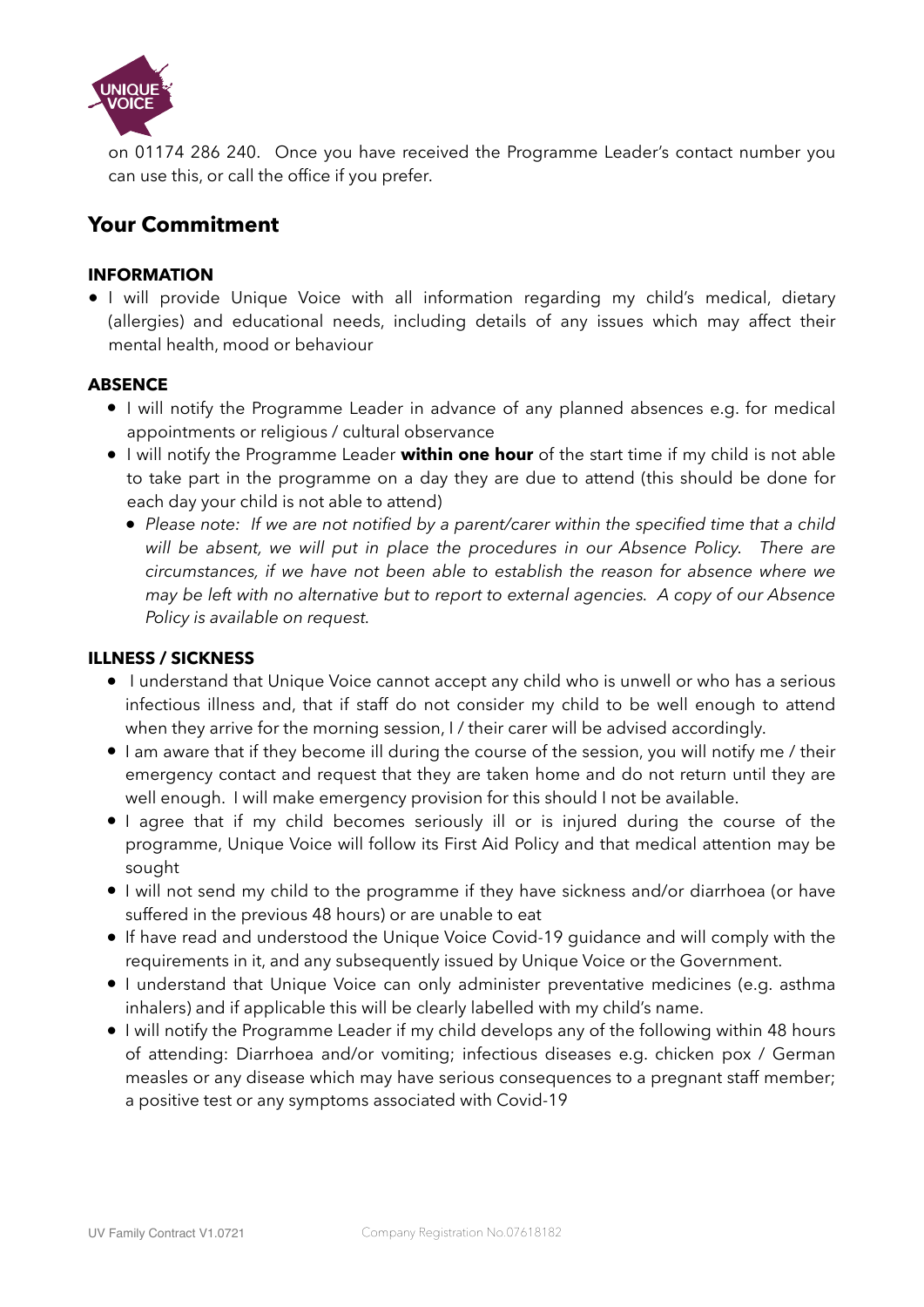on 01174 286 240. Once you have received the Programme Leader's contact number you can use this, or call the office if you prefer.

## Your Commitment

### INFORMATION

- I will provide Unique Voice with all information regarding my child's medical, dietary (allergies) and educational needs, including details of any issues which may affect their mental health, mood or behaviour

### ABSENCE

- I will notify the Programme Leader in advance of any planned absences e.g. for medical appointments or religious / cultural observance
- I will notify the Programme Leader **within one hour** of the start time if my child is not able to take part in the programme on a day they are due to attend (this should be done for each day your child is not able to attend)
  - *Please note: If we are not notified by a parent/carer within the specified time that a child will be absent, we will put in place the procedures in our Absence Policy. There are circumstances, if we have not been able to establish the reason for absence where we may be left with no alternative but to report to external agencies. A copy of our Absence Policy is available on request.*

### ILLNESS / SICKNESS

- I understand that Unique Voice cannot accept any child who is unwell or who has a serious infectious illness and, that if staff do not consider my child to be well enough to attend when they arrive for the morning session, I / their carer will be advised accordingly.
- I am aware that if they become ill during the course of the session, you will notify me / their emergency contact and request that they are taken home and do not return until they are well enough. I will make emergency provision for this should I not be available.
- I agree that if my child becomes seriously ill or is injured during the course of the programme, Unique Voice will follow its First Aid Policy and that medical attention may be sought
- I will not send my child to the programme if they have sickness and/or diarrhoea (or have suffered in the previous 48 hours) or are unable to eat
- If have read and understood the Unique Voice Covid-19 guidance and will comply with the requirements in it, and any subsequently issued by Unique Voice or the Government.
- I understand that Unique Voice can only administer preventative medicines (e.g. asthma inhalers) and if applicable this will be clearly labelled with my child's name.
- I will notify the Programme Leader if my child develops any of the following within 48 hours of attending: Diarrhoea and/or vomiting; infectious diseases e.g. chicken pox / German measles or any disease which may have serious consequences to a pregnant staff member; a positive test or any symptoms associated with Covid-19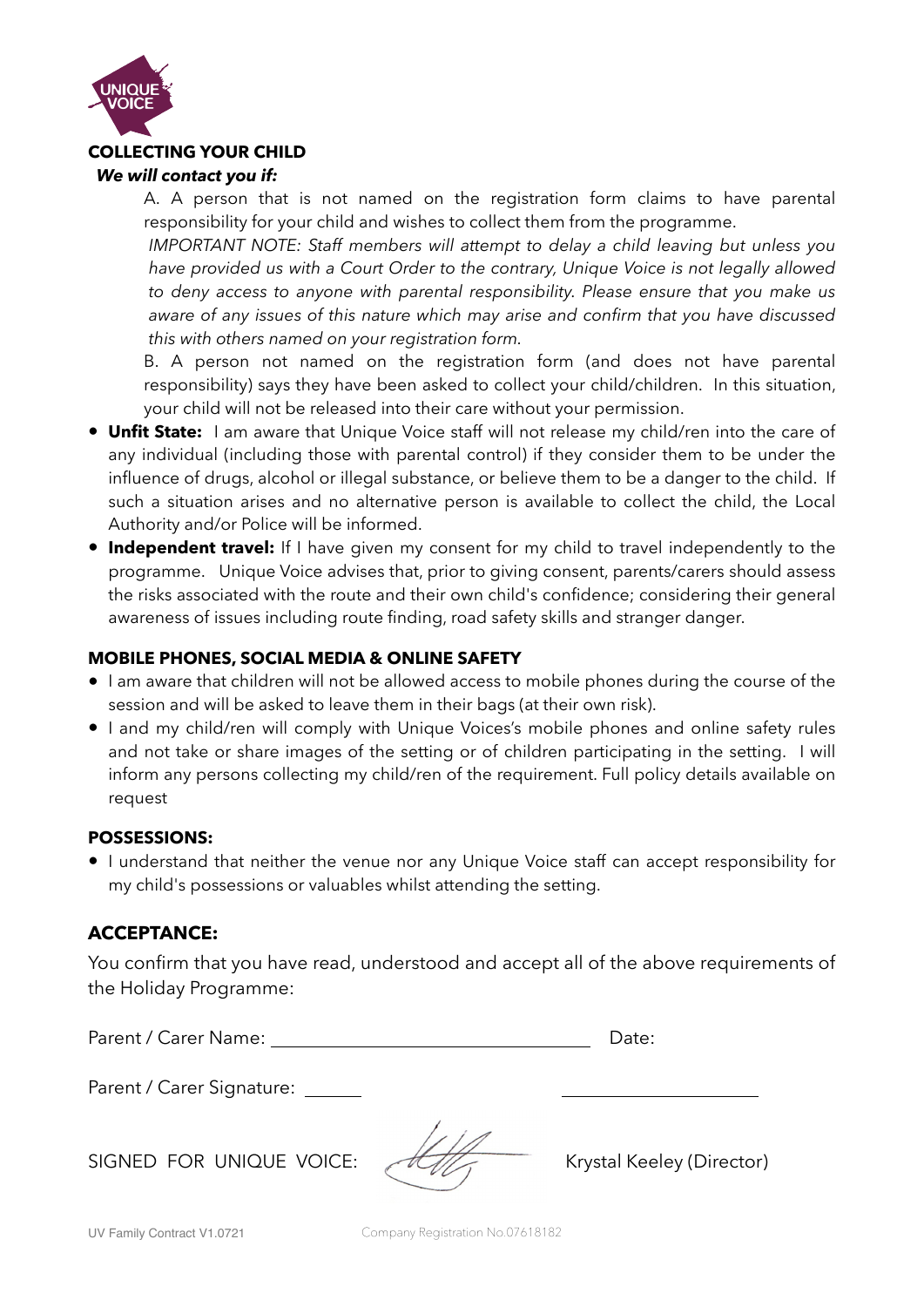UNIQUE VOICE

## COLLECTING YOUR CHILD

***We will contact you if:***

A. A person that is not named on the registration form claims to have parental responsibility for your child and wishes to collect them from the programme.

*IMPORTANT NOTE: Staff members will attempt to delay a child leaving but unless you have provided us with a Court Order to the contrary, Unique Voice is not legally allowed to deny access to anyone with parental responsibility. Please ensure that you make us aware of any issues of this nature which may arise and confirm that you have discussed this with others named on your registration form.*

B. A person not named on the registration form (and does not have parental responsibility) says they have been asked to collect your child/children. In this situation, your child will not be released into their care without your permission.

- **Unfit State:** I am aware that Unique Voice staff will not release my child/ren into the care of any individual (including those with parental control) if they consider them to be under the influence of drugs, alcohol or illegal substance, or believe them to be a danger to the child. If such a situation arises and no alternative person is available to collect the child, the Local Authority and/or Police will be informed.
- **Independent travel:** If I have given my consent for my child to travel independently to the programme. Unique Voice advises that, prior to giving consent, parents/carers should assess the risks associated with the route and their own child's confidence; considering their general awareness of issues including route finding, road safety skills and stranger danger.

## MOBILE PHONES, SOCIAL MEDIA & ONLINE SAFETY

- I am aware that children will not be allowed access to mobile phones during the course of the session and will be asked to leave them in their bags (at their own risk).
- I and my child/ren will comply with Unique Voices's mobile phones and online safety rules and not take or share images of the setting or of children participating in the setting. I will inform any persons collecting my child/ren of the requirement. Full policy details available on request

## POSSESSIONS:

- I understand that neither the venue nor any Unique Voice staff can accept responsibility for my child's possessions or valuables whilst attending the setting.

## ACCEPTANCE:

You confirm that you have read, understood and accept all of the above requirements of the Holiday Programme:

Parent / Carer Name: ______________________________ Date: ____________________

Parent / Carer Signature: ______

SIGNED FOR UNIQUE VOICE: [signature] Krystal Keeley (Director)

UV Family Contract V1.0721

Company Registration No.07618182